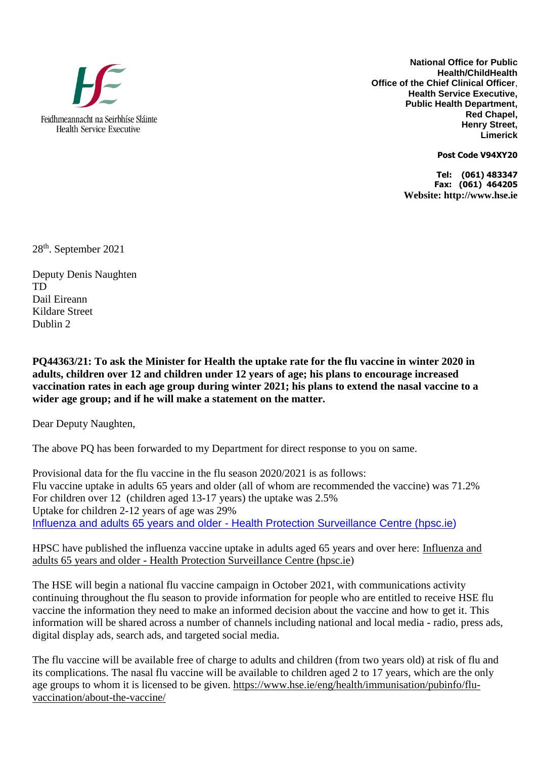Feidhmeannacht na Seirbhíse Sláinte
Health Service Executive

**National Office for Public Health/ChildHealth**
**Office of the Chief Clinical Officer,**
**Health Service Executive,**
**Public Health Department,**
**Red Chapel,**
**Henry Street,**
**Limerick**

**Post Code V94XY20**

**Tel: (061) 483347**
**Fax: (061) 464205**
**Website: http://www.hse.ie**

28th. September 2021

Deputy Denis Naughten
TD
Dail Eireann
Kildare Street
Dublin 2

**PQ44363/21: To ask the Minister for Health the uptake rate for the flu vaccine in winter 2020 in adults, children over 12 and children under 12 years of age; his plans to encourage increased vaccination rates in each age group during winter 2021; his plans to extend the nasal vaccine to a wider age group; and if he will make a statement on the matter.**

Dear Deputy Naughten,

The above PQ has been forwarded to my Department for direct response to you on same.

Provisional data for the flu vaccine in the flu season 2020/2021 is as follows:
Flu vaccine uptake in adults 65 years and older (all of whom are recommended the vaccine) was 71.2%
For children over 12 (children aged 13-17 years) the uptake was 2.5%
Uptake for children 2-12 years of age was 29%
Influenza and adults 65 years and older - Health Protection Surveillance Centre (hpsc.ie)

HPSC have published the influenza vaccine uptake in adults aged 65 years and over here: Influenza and adults 65 years and older - Health Protection Surveillance Centre (hpsc.ie)

The HSE will begin a national flu vaccine campaign in October 2021, with communications activity continuing throughout the flu season to provide information for people who are entitled to receive HSE flu vaccine the information they need to make an informed decision about the vaccine and how to get it. This information will be shared across a number of channels including national and local media - radio, press ads, digital display ads, search ads, and targeted social media.

The flu vaccine will be available free of charge to adults and children (from two years old) at risk of flu and its complications. The nasal flu vaccine will be available to children aged 2 to 17 years, which are the only age groups to whom it is licensed to be given. https://www.hse.ie/eng/health/immunisation/pubinfo/flu-vaccination/about-the-vaccine/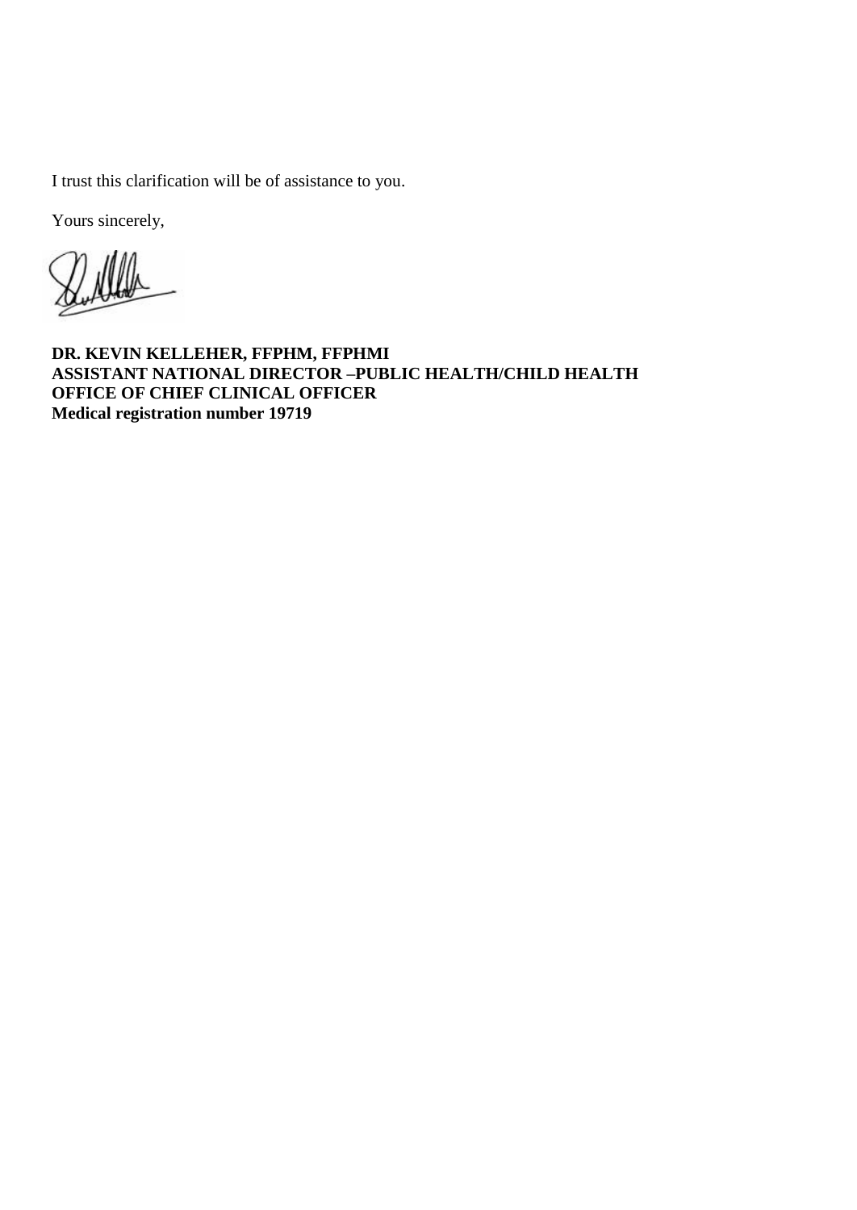I trust this clarification will be of assistance to you.

Yours sincerely,

**DR. KEVIN KELLEHER, FFPHM, FFPHMI**
**ASSISTANT NATIONAL DIRECTOR –PUBLIC HEALTH/CHILD HEALTH**
**OFFICE OF CHIEF CLINICAL OFFICER**
**Medical registration number 19719**